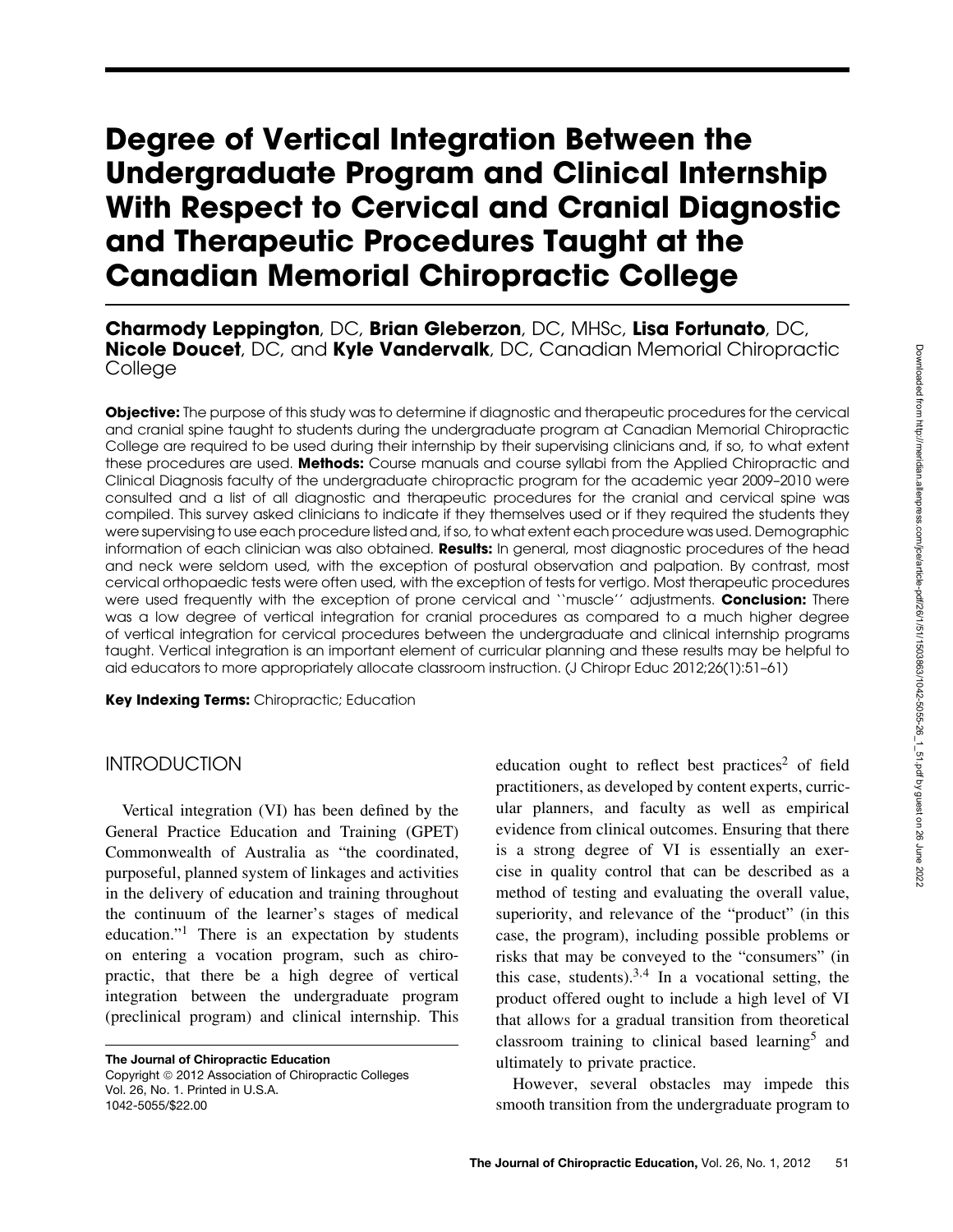# Degree of Vertical Integration Between the Undergraduate Program and Clinical Internship With Respect to Cervical and Cranial Diagnostic and Therapeutic Procedures Taught at the Canadian Memorial Chiropractic College

**Charmody Leppington**, DC, **Brian Gleberzon**, DC, MHSc, **Lisa Fortunato**, DC, **Nicole Doucet**, DC, and **Kyle Vandervalk**, DC, Canadian Memorial Chiropractic College

**Objective:** The purpose of this study was to determine if diagnostic and therapeutic procedures for the cervical and cranial spine taught to students during the undergraduate program at Canadian Memorial Chiropractic College are required to be used during their internship by their supervising clinicians and, if so, to what extent these procedures are used. **Methods:** Course manuals and course syllabi from the Applied Chiropractic and Clinical Diagnosis faculty of the undergraduate chiropractic program for the academic year 2009–2010 were consulted and a list of all diagnostic and therapeutic procedures for the cranial and cervical spine was compiled. This survey asked clinicians to indicate if they themselves used or if they required the students they were supervising to use each procedure listed and, if so, to what extent each procedure was used. Demographic information of each clinician was also obtained. **Results:** In general, most diagnostic procedures of the head and neck were seldom used, with the exception of postural observation and palpation. By contrast, most cervical orthopaedic tests were often used, with the exception of tests for vertigo. Most therapeutic procedures were used frequently with the exception of prone cervical and ``muscle'' adjustments. **Conclusion:** There was a low degree of vertical integration for cranial procedures as compared to a much higher degree of vertical integration for cervical procedures between the undergraduate and clinical internship programs taught. Vertical integration is an important element of curricular planning and these results may be helpful to aid educators to more appropriately allocate classroom instruction. (J Chiropr Educ 2012;26(1):51–61)

**Key Indexing Terms:** Chiropractic; Education

## INTRODUCTION

Vertical integration (VI) has been defined by the General Practice Education and Training (GPET) Commonwealth of Australia as "the coordinated, purposeful, planned system of linkages and activities in the delivery of education and training throughout the continuum of the learner's stages of medical education."[1] There is an expectation by students on entering a vocation program, such as chiropractic, that there be a high degree of vertical integration between the undergraduate program (preclinical program) and clinical internship. This education ought to reflect best practices[2] of field practitioners, as developed by content experts, curricular planners, and faculty as well as empirical evidence from clinical outcomes. Ensuring that there is a strong degree of VI is essentially an exercise in quality control that can be described as a method of testing and evaluating the overall value, superiority, and relevance of the "product" (in this case, the program), including possible problems or risks that may be conveyed to the "consumers" (in this case, students).[3,4] In a vocational setting, the product offered ought to include a high level of VI that allows for a gradual transition from theoretical classroom training to clinical based learning[5] and ultimately to private practice.

However, several obstacles may impede this smooth transition from the undergraduate program to

The Journal of Chiropractic Education
Copyright © 2012 Association of Chiropractic Colleges
Vol. 26, No. 1. Printed in U.S.A.
1042-5055/$22.00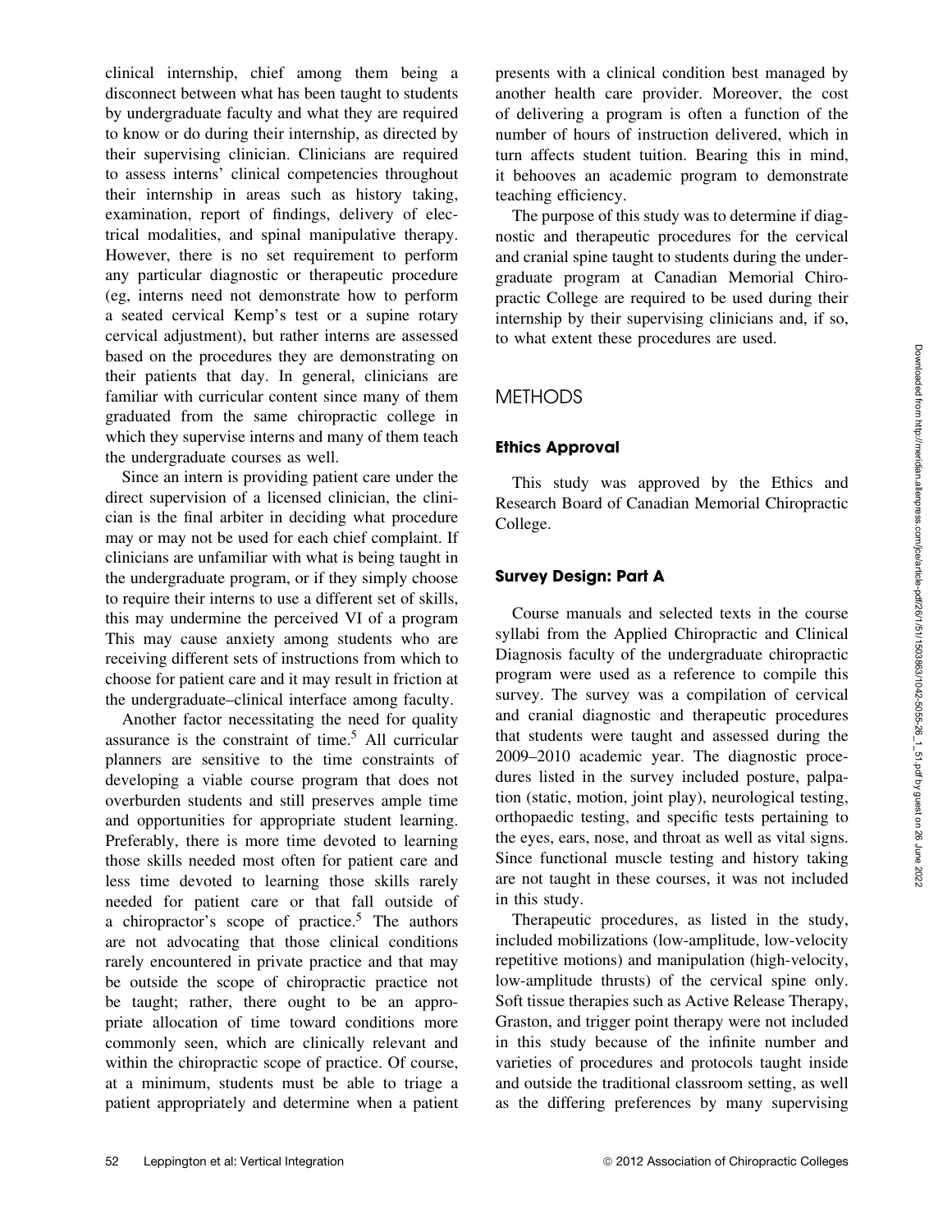clinical internship, chief among them being a disconnect between what has been taught to students by undergraduate faculty and what they are required to know or do during their internship, as directed by their supervising clinician. Clinicians are required to assess interns' clinical competencies throughout their internship in areas such as history taking, examination, report of findings, delivery of electrical modalities, and spinal manipulative therapy. However, there is no set requirement to perform any particular diagnostic or therapeutic procedure (eg, interns need not demonstrate how to perform a seated cervical Kemp's test or a supine rotary cervical adjustment), but rather interns are assessed based on the procedures they are demonstrating on their patients that day. In general, clinicians are familiar with curricular content since many of them graduated from the same chiropractic college in which they supervise interns and many of them teach the undergraduate courses as well.

Since an intern is providing patient care under the direct supervision of a licensed clinician, the clinician is the final arbiter in deciding what procedure may or may not be used for each chief complaint. If clinicians are unfamiliar with what is being taught in the undergraduate program, or if they simply choose to require their interns to use a different set of skills, this may undermine the perceived VI of a program This may cause anxiety among students who are receiving different sets of instructions from which to choose for patient care and it may result in friction at the undergraduate–clinical interface among faculty.

Another factor necessitating the need for quality assurance is the constraint of time.[5] All curricular planners are sensitive to the time constraints of developing a viable course program that does not overburden students and still preserves ample time and opportunities for appropriate student learning. Preferably, there is more time devoted to learning those skills needed most often for patient care and less time devoted to learning those skills rarely needed for patient care or that fall outside of a chiropractor's scope of practice.[5] The authors are not advocating that those clinical conditions rarely encountered in private practice and that may be outside the scope of chiropractic practice not be taught; rather, there ought to be an appropriate allocation of time toward conditions more commonly seen, which are clinically relevant and within the chiropractic scope of practice. Of course, at a minimum, students must be able to triage a patient appropriately and determine when a patient presents with a clinical condition best managed by another health care provider. Moreover, the cost of delivering a program is often a function of the number of hours of instruction delivered, which in turn affects student tuition. Bearing this in mind, it behooves an academic program to demonstrate teaching efficiency.

The purpose of this study was to determine if diagnostic and therapeutic procedures for the cervical and cranial spine taught to students during the undergraduate program at Canadian Memorial Chiropractic College are required to be used during their internship by their supervising clinicians and, if so, to what extent these procedures are used.

## METHODS

### Ethics Approval

This study was approved by the Ethics and Research Board of Canadian Memorial Chiropractic College.

### Survey Design: Part A

Course manuals and selected texts in the course syllabi from the Applied Chiropractic and Clinical Diagnosis faculty of the undergraduate chiropractic program were used as a reference to compile this survey. The survey was a compilation of cervical and cranial diagnostic and therapeutic procedures that students were taught and assessed during the 2009–2010 academic year. The diagnostic procedures listed in the survey included posture, palpation (static, motion, joint play), neurological testing, orthopaedic testing, and specific tests pertaining to the eyes, ears, nose, and throat as well as vital signs. Since functional muscle testing and history taking are not taught in these courses, it was not included in this study.

Therapeutic procedures, as listed in the study, included mobilizations (low-amplitude, low-velocity repetitive motions) and manipulation (high-velocity, low-amplitude thrusts) of the cervical spine only. Soft tissue therapies such as Active Release Therapy, Graston, and trigger point therapy were not included in this study because of the infinite number and varieties of procedures and protocols taught inside and outside the traditional classroom setting, as well as the differing preferences by many supervising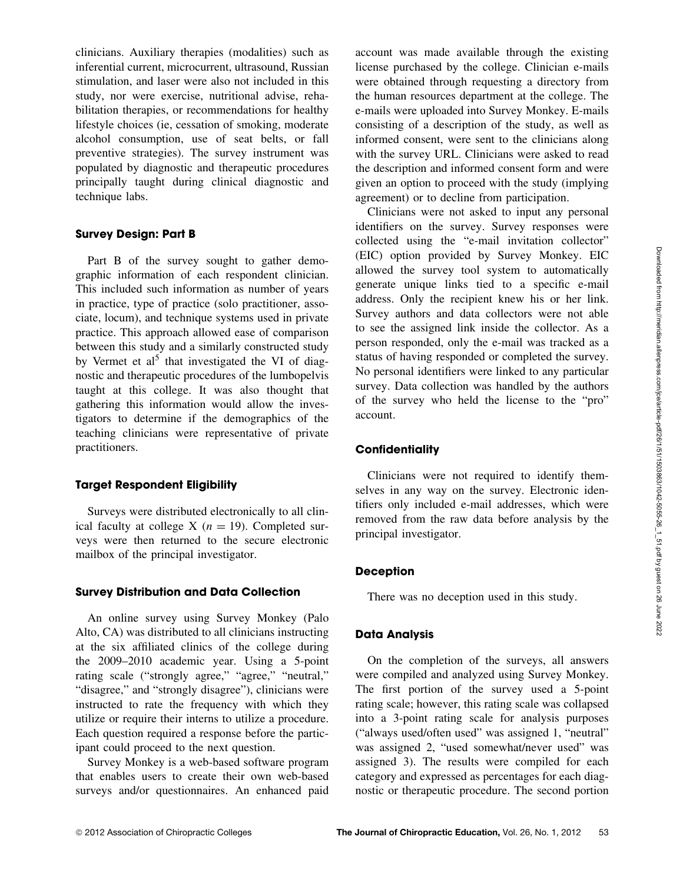clinicians. Auxiliary therapies (modalities) such as inferential current, microcurrent, ultrasound, Russian stimulation, and laser were also not included in this study, nor were exercise, nutritional advise, rehabilitation therapies, or recommendations for healthy lifestyle choices (ie, cessation of smoking, moderate alcohol consumption, use of seat belts, or fall preventive strategies). The survey instrument was populated by diagnostic and therapeutic procedures principally taught during clinical diagnostic and technique labs.

### Survey Design: Part B

Part B of the survey sought to gather demographic information of each respondent clinician. This included such information as number of years in practice, type of practice (solo practitioner, associate, locum), and technique systems used in private practice. This approach allowed ease of comparison between this study and a similarly constructed study by Vermet et al[5] that investigated the VI of diagnostic and therapeutic procedures of the lumbopelvis taught at this college. It was also thought that gathering this information would allow the investigators to determine if the demographics of the teaching clinicians were representative of private practitioners.

### Target Respondent Eligibility

Surveys were distributed electronically to all clinical faculty at college X ($n = 19$). Completed surveys were then returned to the secure electronic mailbox of the principal investigator.

### Survey Distribution and Data Collection

An online survey using Survey Monkey (Palo Alto, CA) was distributed to all clinicians instructing at the six affiliated clinics of the college during the 2009–2010 academic year. Using a 5-point rating scale ("strongly agree," "agree," "neutral," "disagree," and "strongly disagree"), clinicians were instructed to rate the frequency with which they utilize or require their interns to utilize a procedure. Each question required a response before the participant could proceed to the next question.

Survey Monkey is a web-based software program that enables users to create their own web-based surveys and/or questionnaires. An enhanced paid account was made available through the existing license purchased by the college. Clinician e-mails were obtained through requesting a directory from the human resources department at the college. The e-mails were uploaded into Survey Monkey. E-mails consisting of a description of the study, as well as informed consent, were sent to the clinicians along with the survey URL. Clinicians were asked to read the description and informed consent form and were given an option to proceed with the study (implying agreement) or to decline from participation.

Clinicians were not asked to input any personal identifiers on the survey. Survey responses were collected using the "e-mail invitation collector" (EIC) option provided by Survey Monkey. EIC allowed the survey tool system to automatically generate unique links tied to a specific e-mail address. Only the recipient knew his or her link. Survey authors and data collectors were not able to see the assigned link inside the collector. As a person responded, only the e-mail was tracked as a status of having responded or completed the survey. No personal identifiers were linked to any particular survey. Data collection was handled by the authors of the survey who held the license to the "pro" account.

### Confidentiality

Clinicians were not required to identify themselves in any way on the survey. Electronic identifiers only included e-mail addresses, which were removed from the raw data before analysis by the principal investigator.

### Deception

There was no deception used in this study.

### Data Analysis

On the completion of the surveys, all answers were compiled and analyzed using Survey Monkey. The first portion of the survey used a 5-point rating scale; however, this rating scale was collapsed into a 3-point rating scale for analysis purposes ("always used/often used" was assigned 1, "neutral" was assigned 2, "used somewhat/never used" was assigned 3). The results were compiled for each category and expressed as percentages for each diagnostic or therapeutic procedure. The second portion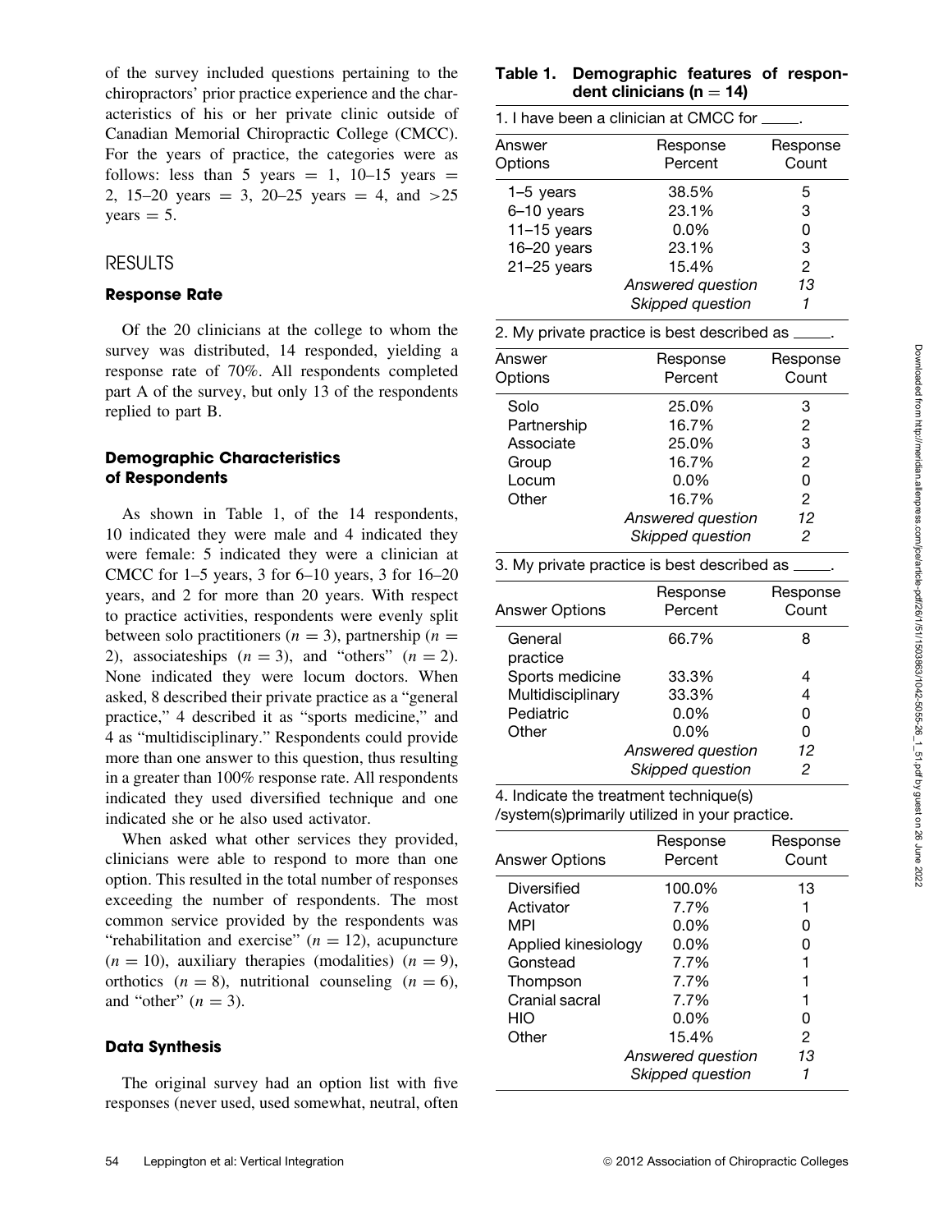of the survey included questions pertaining to the chiropractors' prior practice experience and the characteristics of his or her private clinic outside of Canadian Memorial Chiropractic College (CMCC). For the years of practice, the categories were as follows: less than 5 years = 1, 10–15 years = 2, 15–20 years = 3, 20–25 years = 4, and >25 years = 5.

## RESULTS

### Response Rate

Of the 20 clinicians at the college to whom the survey was distributed, 14 responded, yielding a response rate of 70%. All respondents completed part A of the survey, but only 13 of the respondents replied to part B.

### Demographic Characteristics of Respondents

As shown in Table 1, of the 14 respondents, 10 indicated they were male and 4 indicated they were female: 5 indicated they were a clinician at CMCC for 1–5 years, 3 for 6–10 years, 3 for 16–20 years, and 2 for more than 20 years. With respect to practice activities, respondents were evenly split between solo practitioners ($n = 3$), partnership ($n = 2$), associateships ($n = 3$), and "others" ($n = 2$). None indicated they were locum doctors. When asked, 8 described their private practice as a "general practice," 4 described it as "sports medicine," and 4 as "multidisciplinary." Respondents could provide more than one answer to this question, thus resulting in a greater than 100% response rate. All respondents indicated they used diversified technique and one indicated she or he also used activator.

When asked what other services they provided, clinicians were able to respond to more than one option. This resulted in the total number of responses exceeding the number of respondents. The most common service provided by the respondents was "rehabilitation and exercise" ($n = 12$), acupuncture ($n = 10$), auxiliary therapies (modalities) ($n = 9$), orthotics ($n = 8$), nutritional counseling ($n = 6$), and "other" ($n = 3$).

### Data Synthesis

The original survey had an option list with five responses (never used, used somewhat, neutral, often

**Table 1. Demographic features of respondent clinicians (n = 14)**

1. I have been a clinician at CMCC for _____.

| Answer Options | Response Percent | Response Count |
|---|---|---|
| 1–5 years | 38.5% | 5 |
| 6–10 years | 23.1% | 3 |
| 11–15 years | 0.0% | 0 |
| 16–20 years | 23.1% | 3 |
| 21–25 years | 15.4% | 2 |
| | *Answered question* | *13* |
| | *Skipped question* | *1* |

2. My private practice is best described as _____.

| Answer Options | Response Percent | Response Count |
|---|---|---|
| Solo | 25.0% | 3 |
| Partnership | 16.7% | 2 |
| Associate | 25.0% | 3 |
| Group | 16.7% | 2 |
| Locum | 0.0% | 0 |
| Other | 16.7% | 2 |
| | *Answered question* | *12* |
| | *Skipped question* | *2* |

3. My private practice is best described as _____.

| Answer Options | Response Percent | Response Count |
|---|---|---|
| General practice | 66.7% | 8 |
| Sports medicine | 33.3% | 4 |
| Multidisciplinary | 33.3% | 4 |
| Pediatric | 0.0% | 0 |
| Other | 0.0% | 0 |
| | *Answered question* | *12* |
| | *Skipped question* | *2* |

4. Indicate the treatment technique(s) /system(s)primarily utilized in your practice.

| Answer Options | Response Percent | Response Count |
|---|---|---|
| Diversified | 100.0% | 13 |
| Activator | 7.7% | 1 |
| MPI | 0.0% | 0 |
| Applied kinesiology | 0.0% | 0 |
| Gonstead | 7.7% | 1 |
| Thompson | 7.7% | 1 |
| Cranial sacral | 7.7% | 1 |
| HIO | 0.0% | 0 |
| Other | 15.4% | 2 |
| | *Answered question* | *13* |
| | *Skipped question* | *1* |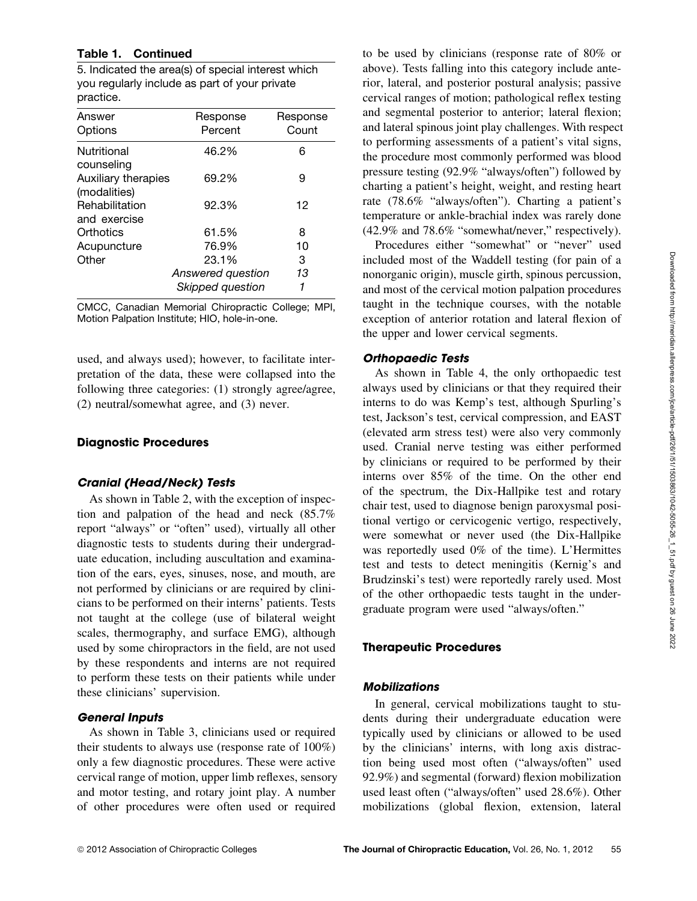**Table 1. Continued**

5. Indicated the area(s) of special interest which you regularly include as part of your private practice.

| Answer Options | Response Percent | Response Count |
|---|---|---|
| Nutritional counseling | 46.2% | 6 |
| Auxiliary therapies (modalities) | 69.2% | 9 |
| Rehabilitation and exercise | 92.3% | 12 |
| Orthotics | 61.5% | 8 |
| Acupuncture | 76.9% | 10 |
| Other | 23.1% | 3 |
| | *Answered question* | *13* |
| | *Skipped question* | *1* |

CMCC, Canadian Memorial Chiropractic College; MPI, Motion Palpation Institute; HIO, hole-in-one.

used, and always used); however, to facilitate interpretation of the data, these were collapsed into the following three categories: (1) strongly agree/agree, (2) neutral/somewhat agree, and (3) never.

## Diagnostic Procedures

### Cranial (Head/Neck) Tests

As shown in Table 2, with the exception of inspection and palpation of the head and neck (85.7% report "always" or "often" used), virtually all other diagnostic tests to students during their undergraduate education, including auscultation and examination of the ears, eyes, sinuses, nose, and mouth, are not performed by clinicians or are required by clinicians to be performed on their interns' patients. Tests not taught at the college (use of bilateral weight scales, thermography, and surface EMG), although used by some chiropractors in the field, are not used by these respondents and interns are not required to perform these tests on their patients while under these clinicians' supervision.

### General Inputs

As shown in Table 3, clinicians used or required their students to always use (response rate of 100%) only a few diagnostic procedures. These were active cervical range of motion, upper limb reflexes, sensory and motor testing, and rotary joint play. A number of other procedures were often used or required to be used by clinicians (response rate of 80% or above). Tests falling into this category include anterior, lateral, and posterior postural analysis; passive cervical ranges of motion; pathological reflex testing and segmental posterior to anterior; lateral flexion; and lateral spinous joint play challenges. With respect to performing assessments of a patient's vital signs, the procedure most commonly performed was blood pressure testing (92.9% "always/often") followed by charting a patient's height, weight, and resting heart rate (78.6% "always/often"). Charting a patient's temperature or ankle-brachial index was rarely done (42.9% and 78.6% "somewhat/never," respectively).

Procedures either "somewhat" or "never" used included most of the Waddell testing (for pain of a nonorganic origin), muscle girth, spinous percussion, and most of the cervical motion palpation procedures taught in the technique courses, with the notable exception of anterior rotation and lateral flexion of the upper and lower cervical segments.

### Orthopaedic Tests

As shown in Table 4, the only orthopaedic test always used by clinicians or that they required their interns to do was Kemp's test, although Spurling's test, Jackson's test, cervical compression, and EAST (elevated arm stress test) were also very commonly used. Cranial nerve testing was either performed by clinicians or required to be performed by their interns over 85% of the time. On the other end of the spectrum, the Dix-Hallpike test and rotary chair test, used to diagnose benign paroxysmal positional vertigo or cervicogenic vertigo, respectively, were somewhat or never used (the Dix-Hallpike was reportedly used 0% of the time). L'Hermittes test and tests to detect meningitis (Kernig's and Brudzinski's test) were reportedly rarely used. Most of the other orthopaedic tests taught in the undergraduate program were used "always/often."

## Therapeutic Procedures

### Mobilizations

In general, cervical mobilizations taught to students during their undergraduate education were typically used by clinicians or allowed to be used by the clinicians' interns, with long axis distraction being used most often ("always/often" used 92.9%) and segmental (forward) flexion mobilization used least often ("always/often" used 28.6%). Other mobilizations (global flexion, extension, lateral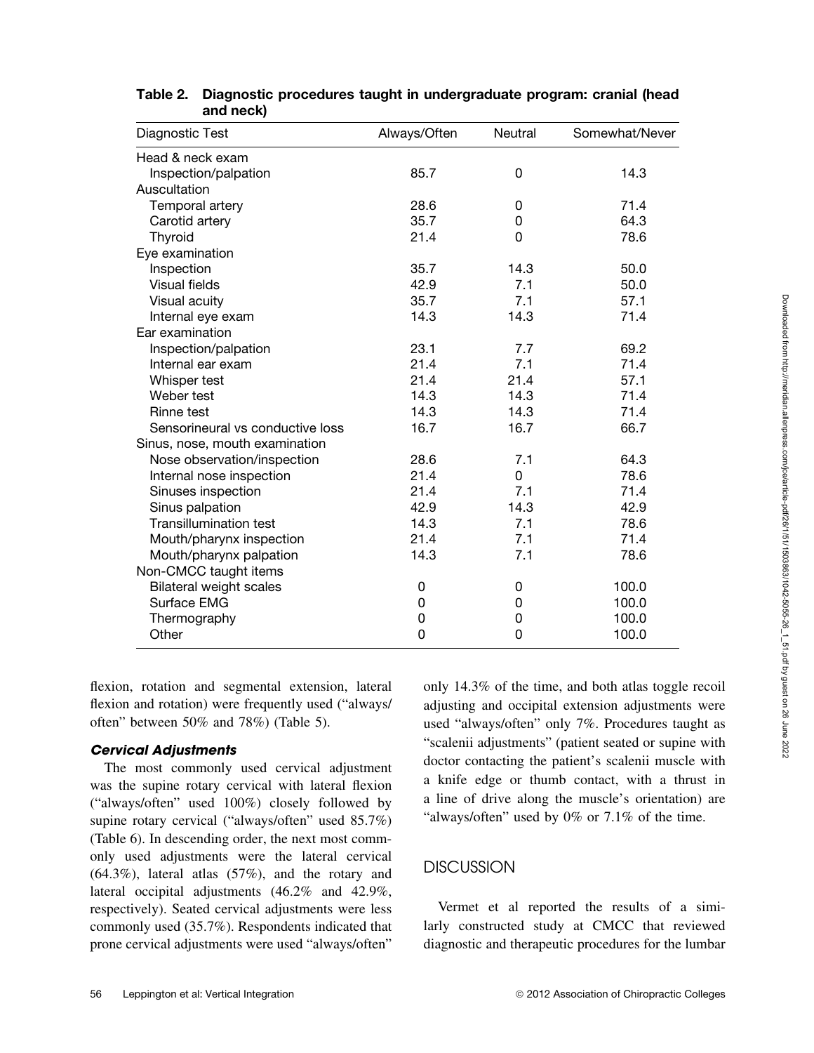**Table 2. Diagnostic procedures taught in undergraduate program: cranial (head and neck)**

| Diagnostic Test | Always/Often | Neutral | Somewhat/Never |
|---|---|---|---|
| Head & neck exam | | | |
| Inspection/palpation | 85.7 | 0 | 14.3 |
| Auscultation | | | |
| Temporal artery | 28.6 | 0 | 71.4 |
| Carotid artery | 35.7 | 0 | 64.3 |
| Thyroid | 21.4 | 0 | 78.6 |
| Eye examination | | | |
| Inspection | 35.7 | 14.3 | 50.0 |
| Visual fields | 42.9 | 7.1 | 50.0 |
| Visual acuity | 35.7 | 7.1 | 57.1 |
| Internal eye exam | 14.3 | 14.3 | 71.4 |
| Ear examination | | | |
| Inspection/palpation | 23.1 | 7.7 | 69.2 |
| Internal ear exam | 21.4 | 7.1 | 71.4 |
| Whisper test | 21.4 | 21.4 | 57.1 |
| Weber test | 14.3 | 14.3 | 71.4 |
| Rinne test | 14.3 | 14.3 | 71.4 |
| Sensorineural vs conductive loss | 16.7 | 16.7 | 66.7 |
| Sinus, nose, mouth examination | | | |
| Nose observation/inspection | 28.6 | 7.1 | 64.3 |
| Internal nose inspection | 21.4 | 0 | 78.6 |
| Sinuses inspection | 21.4 | 7.1 | 71.4 |
| Sinus palpation | 42.9 | 14.3 | 42.9 |
| Transillumination test | 14.3 | 7.1 | 78.6 |
| Mouth/pharynx inspection | 21.4 | 7.1 | 71.4 |
| Mouth/pharynx palpation | 14.3 | 7.1 | 78.6 |
| Non-CMCC taught items | | | |
| Bilateral weight scales | 0 | 0 | 100.0 |
| Surface EMG | 0 | 0 | 100.0 |
| Thermography | 0 | 0 | 100.0 |
| Other | 0 | 0 | 100.0 |

flexion, rotation and segmental extension, lateral flexion and rotation) were frequently used ("always/often" between 50% and 78%) (Table 5).

### *Cervical Adjustments*

The most commonly used cervical adjustment was the supine rotary cervical with lateral flexion ("always/often" used 100%) closely followed by supine rotary cervical ("always/often" used 85.7%) (Table 6). In descending order, the next most commonly used adjustments were the lateral cervical (64.3%), lateral atlas (57%), and the rotary and lateral occipital adjustments (46.2% and 42.9%, respectively). Seated cervical adjustments were less commonly used (35.7%). Respondents indicated that prone cervical adjustments were used "always/often" only 14.3% of the time, and both atlas toggle recoil adjusting and occipital extension adjustments were used "always/often" only 7%. Procedures taught as "scalenii adjustments" (patient seated or supine with doctor contacting the patient's scalenii muscle with a knife edge or thumb contact, with a thrust in a line of drive along the muscle's orientation) are "always/often" used by 0% or 7.1% of the time.

## DISCUSSION

Vermet et al reported the results of a similarly constructed study at CMCC that reviewed diagnostic and therapeutic procedures for the lumbar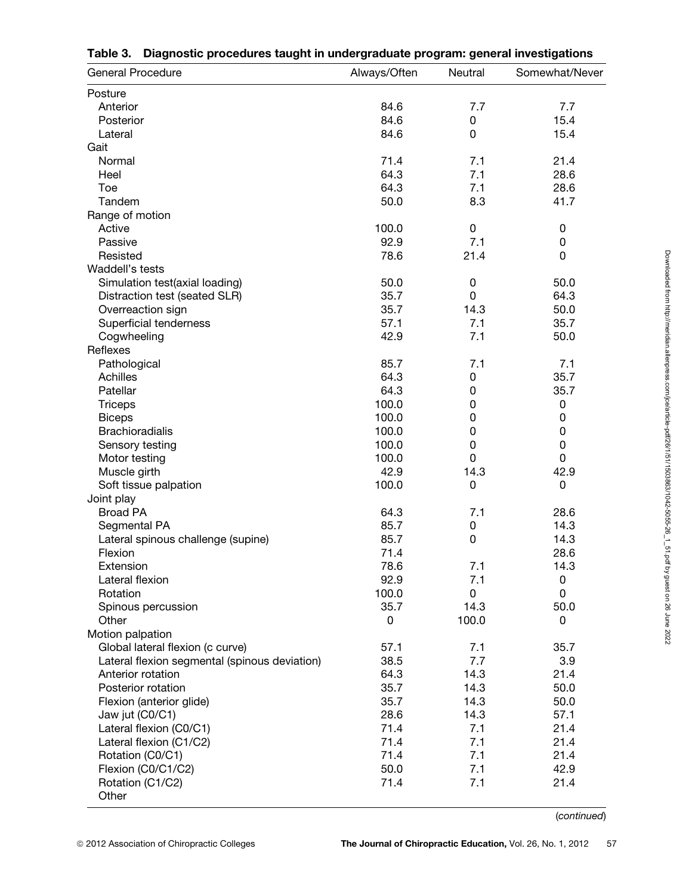**Table 3. Diagnostic procedures taught in undergraduate program: general investigations**

| General Procedure | Always/Often | Neutral | Somewhat/Never |
|---|---|---|---|
| Posture | | | |
| Anterior | 84.6 | 7.7 | 7.7 |
| Posterior | 84.6 | 0 | 15.4 |
| Lateral | 84.6 | 0 | 15.4 |
| Gait | | | |
| Normal | 71.4 | 7.1 | 21.4 |
| Heel | 64.3 | 7.1 | 28.6 |
| Toe | 64.3 | 7.1 | 28.6 |
| Tandem | 50.0 | 8.3 | 41.7 |
| Range of motion | | | |
| Active | 100.0 | 0 | 0 |
| Passive | 92.9 | 7.1 | 0 |
| Resisted | 78.6 | 21.4 | 0 |
| Waddell's tests | | | |
| Simulation test(axial loading) | 50.0 | 0 | 50.0 |
| Distraction test (seated SLR) | 35.7 | 0 | 64.3 |
| Overreaction sign | 35.7 | 14.3 | 50.0 |
| Superficial tenderness | 57.1 | 7.1 | 35.7 |
| Cogwheeling | 42.9 | 7.1 | 50.0 |
| Reflexes | | | |
| Pathological | 85.7 | 7.1 | 7.1 |
| Achilles | 64.3 | 0 | 35.7 |
| Patellar | 64.3 | 0 | 35.7 |
| Triceps | 100.0 | 0 | 0 |
| Biceps | 100.0 | 0 | 0 |
| Brachioradialis | 100.0 | 0 | 0 |
| Sensory testing | 100.0 | 0 | 0 |
| Motor testing | 100.0 | 0 | 0 |
| Muscle girth | 42.9 | 14.3 | 42.9 |
| Soft tissue palpation | 100.0 | 0 | 0 |
| Joint play | | | |
| Broad PA | 64.3 | 7.1 | 28.6 |
| Segmental PA | 85.7 | 0 | 14.3 |
| Lateral spinous challenge (supine) | 85.7 | 0 | 14.3 |
| Flexion | 71.4 | | 28.6 |
| Extension | 78.6 | 7.1 | 14.3 |
| Lateral flexion | 92.9 | 7.1 | 0 |
| Rotation | 100.0 | 0 | 0 |
| Spinous percussion | 35.7 | 14.3 | 50.0 |
| Other | 0 | 100.0 | 0 |
| Motion palpation | | | |
| Global lateral flexion (c curve) | 57.1 | 7.1 | 35.7 |
| Lateral flexion segmental (spinous deviation) | 38.5 | 7.7 | 3.9 |
| Anterior rotation | 64.3 | 14.3 | 21.4 |
| Posterior rotation | 35.7 | 14.3 | 50.0 |
| Flexion (anterior glide) | 35.7 | 14.3 | 50.0 |
| Jaw jut (C0/C1) | 28.6 | 14.3 | 57.1 |
| Lateral flexion (C0/C1) | 71.4 | 7.1 | 21.4 |
| Lateral flexion (C1/C2) | 71.4 | 7.1 | 21.4 |
| Rotation (C0/C1) | 71.4 | 7.1 | 21.4 |
| Flexion (C0/C1/C2) | 50.0 | 7.1 | 42.9 |
| Rotation (C1/C2) | 71.4 | 7.1 | 21.4 |
| Other | | | |

(*continued*)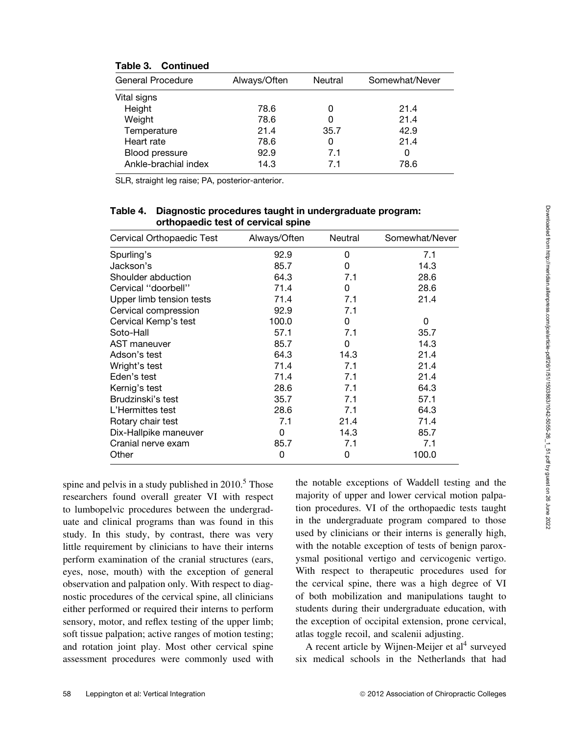**Table 3. Continued**

| General Procedure | Always/Often | Neutral | Somewhat/Never |
|---|---|---|---|
| Vital signs | | | |
| Height | 78.6 | 0 | 21.4 |
| Weight | 78.6 | 0 | 21.4 |
| Temperature | 21.4 | 35.7 | 42.9 |
| Heart rate | 78.6 | 0 | 21.4 |
| Blood pressure | 92.9 | 7.1 | 0 |
| Ankle-brachial index | 14.3 | 7.1 | 78.6 |

SLR, straight leg raise; PA, posterior-anterior.

**Table 4. Diagnostic procedures taught in undergraduate program: orthopaedic test of cervical spine**

| Cervical Orthopaedic Test | Always/Often | Neutral | Somewhat/Never |
|---|---|---|---|
| Spurling's | 92.9 | 0 | 7.1 |
| Jackson's | 85.7 | 0 | 14.3 |
| Shoulder abduction | 64.3 | 7.1 | 28.6 |
| Cervical ''doorbell'' | 71.4 | 0 | 28.6 |
| Upper limb tension tests | 71.4 | 7.1 | 21.4 |
| Cervical compression | 92.9 | 7.1 | |
| Cervical Kemp's test | 100.0 | 0 | 0 |
| Soto-Hall | 57.1 | 7.1 | 35.7 |
| AST maneuver | 85.7 | 0 | 14.3 |
| Adson's test | 64.3 | 14.3 | 21.4 |
| Wright's test | 71.4 | 7.1 | 21.4 |
| Eden's test | 71.4 | 7.1 | 21.4 |
| Kernig's test | 28.6 | 7.1 | 64.3 |
| Brudzinski's test | 35.7 | 7.1 | 57.1 |
| L'Hermittes test | 28.6 | 7.1 | 64.3 |
| Rotary chair test | 7.1 | 21.4 | 71.4 |
| Dix-Hallpike maneuver | 0 | 14.3 | 85.7 |
| Cranial nerve exam | 85.7 | 7.1 | 7.1 |
| Other | 0 | 0 | 100.0 |

spine and pelvis in a study published in 2010.[5] Those researchers found overall greater VI with respect to lumbopelvic procedures between the undergraduate and clinical programs than was found in this study. In this study, by contrast, there was very little requirement by clinicians to have their interns perform examination of the cranial structures (ears, eyes, nose, mouth) with the exception of general observation and palpation only. With respect to diagnostic procedures of the cervical spine, all clinicians either performed or required their interns to perform sensory, motor, and reflex testing of the upper limb; soft tissue palpation; active ranges of motion testing; and rotation joint play. Most other cervical spine assessment procedures were commonly used with the notable exceptions of Waddell testing and the majority of upper and lower cervical motion palpation procedures. VI of the orthopaedic tests taught in the undergraduate program compared to those used by clinicians or their interns is generally high, with the notable exception of tests of benign paroxysmal positional vertigo and cervicogenic vertigo. With respect to therapeutic procedures used for the cervical spine, there was a high degree of VI of both mobilization and manipulations taught to students during their undergraduate education, with the exception of occipital extension, prone cervical, atlas toggle recoil, and scalenii adjusting.

A recent article by Wijnen-Meijer et al[4] surveyed six medical schools in the Netherlands that had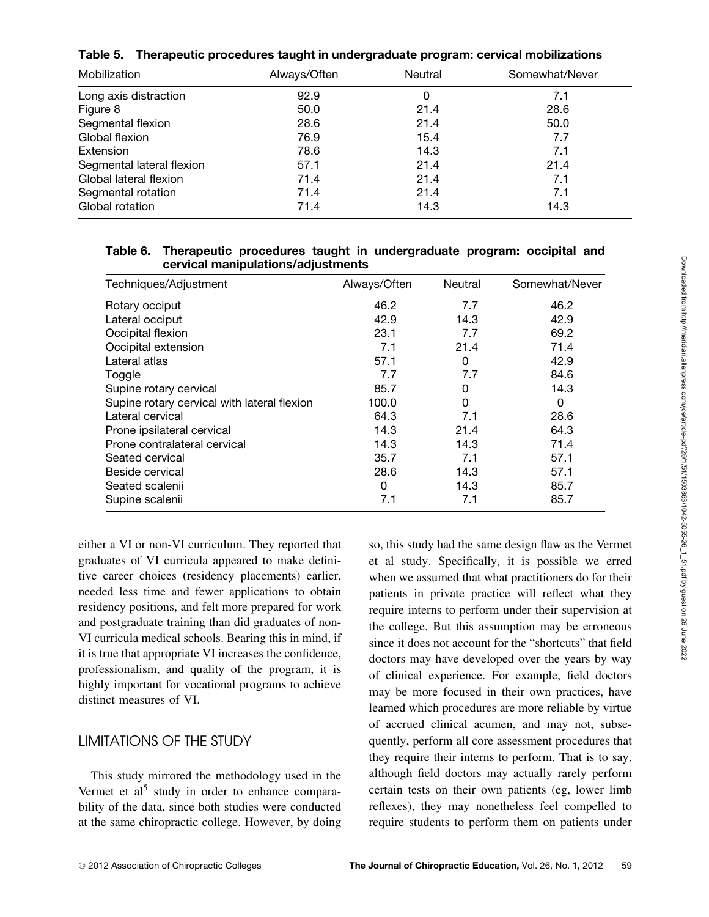**Table 5. Therapeutic procedures taught in undergraduate program: cervical mobilizations**

| Mobilization | Always/Often | Neutral | Somewhat/Never |
|---|---|---|---|
| Long axis distraction | 92.9 | 0 | 7.1 |
| Figure 8 | 50.0 | 21.4 | 28.6 |
| Segmental flexion | 28.6 | 21.4 | 50.0 |
| Global flexion | 76.9 | 15.4 | 7.7 |
| Extension | 78.6 | 14.3 | 7.1 |
| Segmental lateral flexion | 57.1 | 21.4 | 21.4 |
| Global lateral flexion | 71.4 | 21.4 | 7.1 |
| Segmental rotation | 71.4 | 21.4 | 7.1 |
| Global rotation | 71.4 | 14.3 | 14.3 |

**Table 6. Therapeutic procedures taught in undergraduate program: occipital and cervical manipulations/adjustments**

| Techniques/Adjustment | Always/Often | Neutral | Somewhat/Never |
|---|---|---|---|
| Rotary occiput | 46.2 | 7.7 | 46.2 |
| Lateral occiput | 42.9 | 14.3 | 42.9 |
| Occipital flexion | 23.1 | 7.7 | 69.2 |
| Occipital extension | 7.1 | 21.4 | 71.4 |
| Lateral atlas | 57.1 | 0 | 42.9 |
| Toggle | 7.7 | 7.7 | 84.6 |
| Supine rotary cervical | 85.7 | 0 | 14.3 |
| Supine rotary cervical with lateral flexion | 100.0 | 0 | 0 |
| Lateral cervical | 64.3 | 7.1 | 28.6 |
| Prone ipsilateral cervical | 14.3 | 21.4 | 64.3 |
| Prone contralateral cervical | 14.3 | 14.3 | 71.4 |
| Seated cervical | 35.7 | 7.1 | 57.1 |
| Beside cervical | 28.6 | 14.3 | 57.1 |
| Seated scalenii | 0 | 14.3 | 85.7 |
| Supine scalenii | 7.1 | 7.1 | 85.7 |

either a VI or non-VI curriculum. They reported that graduates of VI curricula appeared to make definitive career choices (residency placements) earlier, needed less time and fewer applications to obtain residency positions, and felt more prepared for work and postgraduate training than did graduates of non-VI curricula medical schools. Bearing this in mind, if it is true that appropriate VI increases the confidence, professionalism, and quality of the program, it is highly important for vocational programs to achieve distinct measures of VI.

## LIMITATIONS OF THE STUDY

This study mirrored the methodology used in the Vermet et al[5] study in order to enhance comparability of the data, since both studies were conducted at the same chiropractic college. However, by doing so, this study had the same design flaw as the Vermet et al study. Specifically, it is possible we erred when we assumed that what practitioners do for their patients in private practice will reflect what they require interns to perform under their supervision at the college. But this assumption may be erroneous since it does not account for the "shortcuts" that field doctors may have developed over the years by way of clinical experience. For example, field doctors may be more focused in their own practices, have learned which procedures are more reliable by virtue of accrued clinical acumen, and may not, subsequently, perform all core assessment procedures that they require their interns to perform. That is to say, although field doctors may actually rarely perform certain tests on their own patients (eg, lower limb reflexes), they may nonetheless feel compelled to require students to perform them on patients under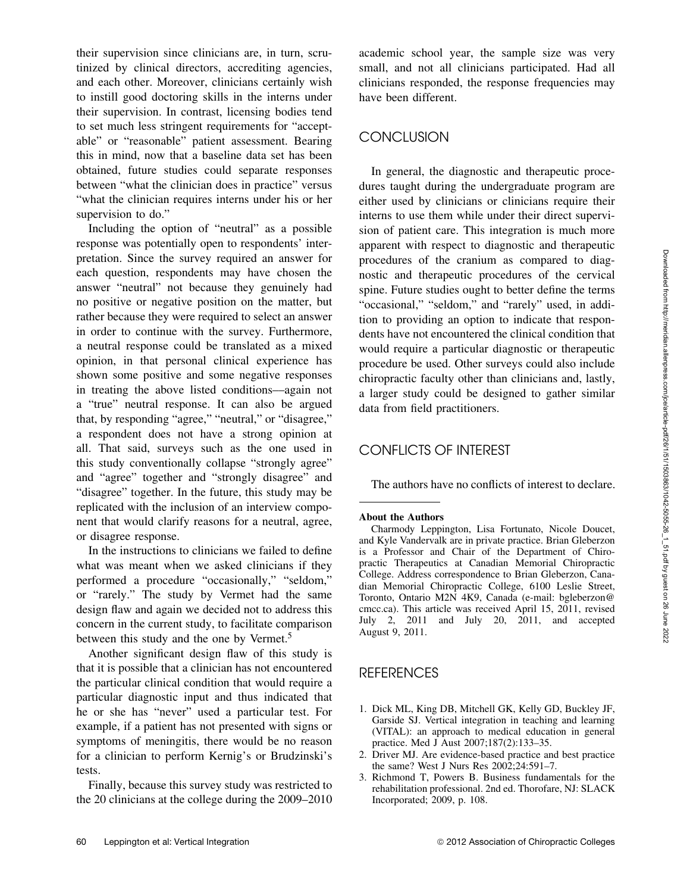their supervision since clinicians are, in turn, scrutinized by clinical directors, accrediting agencies, and each other. Moreover, clinicians certainly wish to instill good doctoring skills in the interns under their supervision. In contrast, licensing bodies tend to set much less stringent requirements for "acceptable" or "reasonable" patient assessment. Bearing this in mind, now that a baseline data set has been obtained, future studies could separate responses between "what the clinician does in practice" versus "what the clinician requires interns under his or her supervision to do."

Including the option of "neutral" as a possible response was potentially open to respondents' interpretation. Since the survey required an answer for each question, respondents may have chosen the answer "neutral" not because they genuinely had no positive or negative position on the matter, but rather because they were required to select an answer in order to continue with the survey. Furthermore, a neutral response could be translated as a mixed opinion, in that personal clinical experience has shown some positive and some negative responses in treating the above listed conditions—again not a "true" neutral response. It can also be argued that, by responding "agree," "neutral," or "disagree," a respondent does not have a strong opinion at all. That said, surveys such as the one used in this study conventionally collapse "strongly agree" and "agree" together and "strongly disagree" and "disagree" together. In the future, this study may be replicated with the inclusion of an interview component that would clarify reasons for a neutral, agree, or disagree response.

In the instructions to clinicians we failed to define what was meant when we asked clinicians if they performed a procedure "occasionally," "seldom," or "rarely." The study by Vermet had the same design flaw and again we decided not to address this concern in the current study, to facilitate comparison between this study and the one by Vermet.[5]

Another significant design flaw of this study is that it is possible that a clinician has not encountered the particular clinical condition that would require a particular diagnostic input and thus indicated that he or she has "never" used a particular test. For example, if a patient has not presented with signs or symptoms of meningitis, there would be no reason for a clinician to perform Kernig's or Brudzinski's tests.

Finally, because this survey study was restricted to the 20 clinicians at the college during the 2009–2010 academic school year, the sample size was very small, and not all clinicians participated. Had all clinicians responded, the response frequencies may have been different.

## CONCLUSION

In general, the diagnostic and therapeutic procedures taught during the undergraduate program are either used by clinicians or clinicians require their interns to use them while under their direct supervision of patient care. This integration is much more apparent with respect to diagnostic and therapeutic procedures of the cranium as compared to diagnostic and therapeutic procedures of the cervical spine. Future studies ought to better define the terms "occasional," "seldom," and "rarely" used, in addition to providing an option to indicate that respondents have not encountered the clinical condition that would require a particular diagnostic or therapeutic procedure be used. Other surveys could also include chiropractic faculty other than clinicians and, lastly, a larger study could be designed to gather similar data from field practitioners.

## CONFLICTS OF INTEREST

The authors have no conflicts of interest to declare.

---

**About the Authors**

Charmody Leppington, Lisa Fortunato, Nicole Doucet, and Kyle Vandervalk are in private practice. Brian Gleberzon is a Professor and Chair of the Department of Chiropractic Therapeutics at Canadian Memorial Chiropractic College. Address correspondence to Brian Gleberzon, Canadian Memorial Chiropractic College, 6100 Leslie Street, Toronto, Ontario M2N 4K9, Canada (e-mail: bgleberzon@cmcc.ca). This article was received April 15, 2011, revised July 2, 2011 and July 20, 2011, and accepted August 9, 2011.

## REFERENCES

1. Dick ML, King DB, Mitchell GK, Kelly GD, Buckley JF, Garside SJ. Vertical integration in teaching and learning (VITAL): an approach to medical education in general practice. Med J Aust 2007;187(2):133–35.
2. Driver MJ. Are evidence-based practice and best practice the same? West J Nurs Res 2002;24:591–7.
3. Richmond T, Powers B. Business fundamentals for the rehabilitation professional. 2nd ed. Thorofare, NJ: SLACK Incorporated; 2009, p. 108.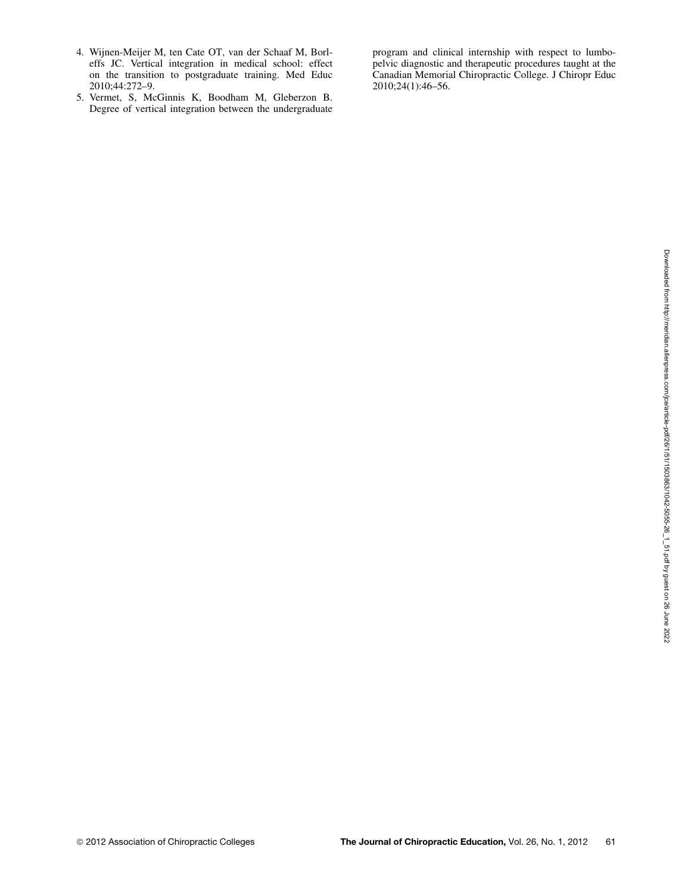4. Wijnen-Meijer M, ten Cate OT, van der Schaaf M, Borleffs JC. Vertical integration in medical school: effect on the transition to postgraduate training. Med Educ 2010;44:272–9.
5. Vermet, S, McGinnis K, Boodham M, Gleberzon B. Degree of vertical integration between the undergraduate program and clinical internship with respect to lumbopelvic diagnostic and therapeutic procedures taught at the Canadian Memorial Chiropractic College. J Chiropr Educ 2010;24(1):46–56.